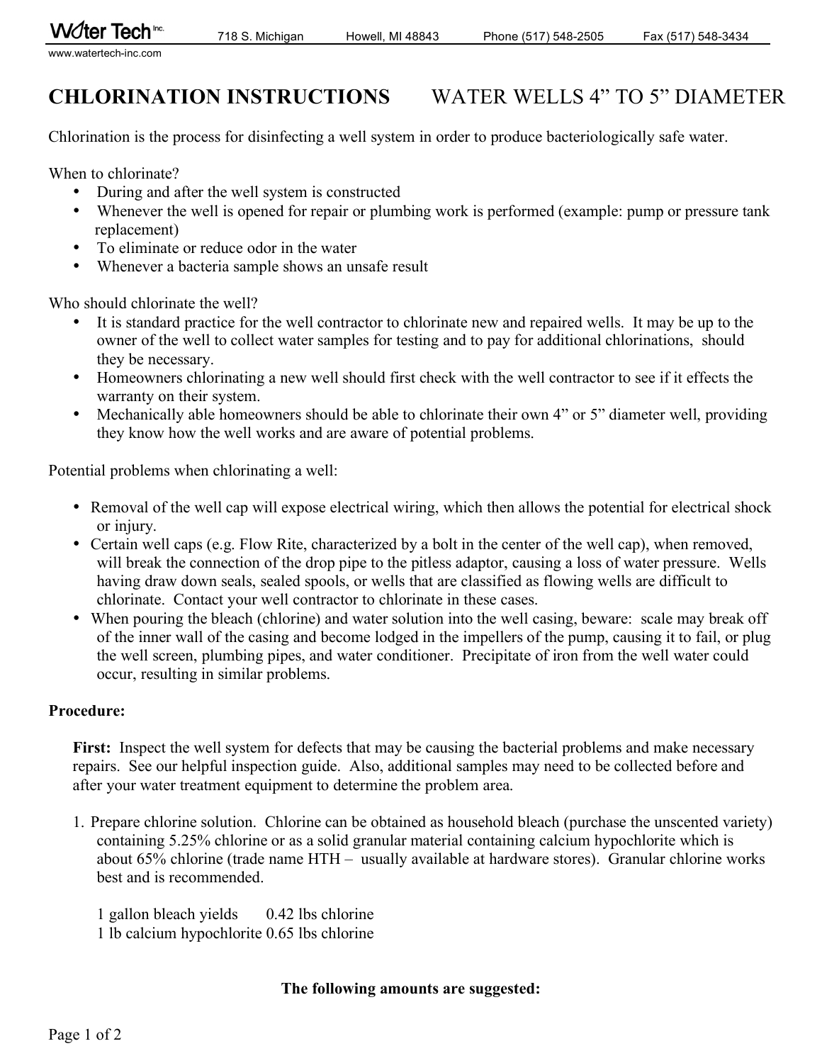Wᴓter Tech Inc. 718 S. Michigan Howell, MI 48843 Phone (517) 548-2505 Fax (517) 548-3434
www.watertech-inc.com

# CHLORINATION INSTRUCTIONS WATER WELLS 4" TO 5" DIAMETER

Chlorination is the process for disinfecting a well system in order to produce bacteriologically safe water.

When to chlorinate?

- During and after the well system is constructed
- Whenever the well is opened for repair or plumbing work is performed (example: pump or pressure tank replacement)
- To eliminate or reduce odor in the water
- Whenever a bacteria sample shows an unsafe result

Who should chlorinate the well?

- It is standard practice for the well contractor to chlorinate new and repaired wells. It may be up to the owner of the well to collect water samples for testing and to pay for additional chlorinations, should they be necessary.
- Homeowners chlorinating a new well should first check with the well contractor to see if it effects the warranty on their system.
- Mechanically able homeowners should be able to chlorinate their own 4" or 5" diameter well, providing they know how the well works and are aware of potential problems.

Potential problems when chlorinating a well:

- Removal of the well cap will expose electrical wiring, which then allows the potential for electrical shock or injury.
- Certain well caps (e.g. Flow Rite, characterized by a bolt in the center of the well cap), when removed, will break the connection of the drop pipe to the pitless adaptor, causing a loss of water pressure. Wells having draw down seals, sealed spools, or wells that are classified as flowing wells are difficult to chlorinate. Contact your well contractor to chlorinate in these cases.
- When pouring the bleach (chlorine) and water solution into the well casing, beware: scale may break off of the inner wall of the casing and become lodged in the impellers of the pump, causing it to fail, or plug the well screen, plumbing pipes, and water conditioner. Precipitate of iron from the well water could occur, resulting in similar problems.

**Procedure:**

**First:** Inspect the well system for defects that may be causing the bacterial problems and make necessary repairs. See our helpful inspection guide. Also, additional samples may need to be collected before and after your water treatment equipment to determine the problem area.

1. Prepare chlorine solution. Chlorine can be obtained as household bleach (purchase the unscented variety) containing 5.25% chlorine or as a solid granular material containing calcium hypochlorite which is about 65% chlorine (trade name HTH – usually available at hardware stores). Granular chlorine works best and is recommended.

   1 gallon bleach yields 0.42 lbs chlorine
   1 lb calcium hypochlorite 0.65 lbs chlorine

**The following amounts are suggested:**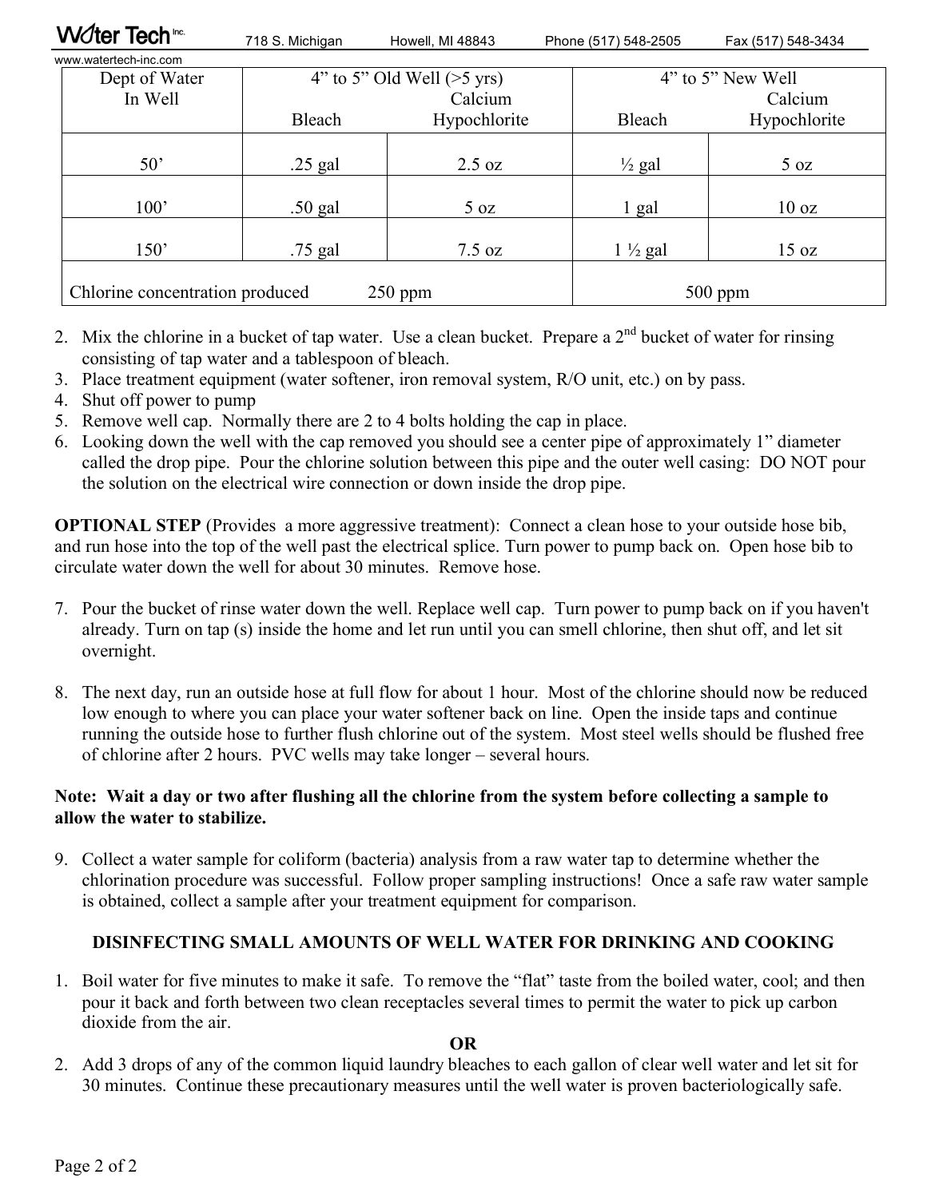| Dept of Water In Well | 4" to 5" Old Well (>5 yrs) Bleach | Calcium Hypochlorite | 4" to 5" New Well Bleach | Calcium Hypochlorite |
|---|---|---|---|---|
| 50' | .25 gal | 2.5 oz | ½ gal | 5 oz |
| 100' | .50 gal | 5 oz | 1 gal | 10 oz |
| 150' | .75 gal | 7.5 oz | 1 ½ gal | 15 oz |
| Chlorine concentration produced | 250 ppm | | 500 ppm | |

2. Mix the chlorine in a bucket of tap water. Use a clean bucket. Prepare a 2nd bucket of water for rinsing consisting of tap water and a tablespoon of bleach.
3. Place treatment equipment (water softener, iron removal system, R/O unit, etc.) on by pass.
4. Shut off power to pump
5. Remove well cap. Normally there are 2 to 4 bolts holding the cap in place.
6. Looking down the well with the cap removed you should see a center pipe of approximately 1" diameter called the drop pipe. Pour the chlorine solution between this pipe and the outer well casing: DO NOT pour the solution on the electrical wire connection or down inside the drop pipe.

**OPTIONAL STEP** (Provides a more aggressive treatment): Connect a clean hose to your outside hose bib, and run hose into the top of the well past the electrical splice. Turn power to pump back on. Open hose bib to circulate water down the well for about 30 minutes. Remove hose.

7. Pour the bucket of rinse water down the well. Replace well cap. Turn power to pump back on if you haven't already. Turn on tap (s) inside the home and let run until you can smell chlorine, then shut off, and let sit overnight.

8. The next day, run an outside hose at full flow for about 1 hour. Most of the chlorine should now be reduced low enough to where you can place your water softener back on line. Open the inside taps and continue running the outside hose to further flush chlorine out of the system. Most steel wells should be flushed free of chlorine after 2 hours. PVC wells may take longer – several hours.

**Note: Wait a day or two after flushing all the chlorine from the system before collecting a sample to allow the water to stabilize.**

9. Collect a water sample for coliform (bacteria) analysis from a raw water tap to determine whether the chlorination procedure was successful. Follow proper sampling instructions! Once a safe raw water sample is obtained, collect a sample after your treatment equipment for comparison.

## DISINFECTING SMALL AMOUNTS OF WELL WATER FOR DRINKING AND COOKING

1. Boil water for five minutes to make it safe. To remove the "flat" taste from the boiled water, cool; and then pour it back and forth between two clean receptacles several times to permit the water to pick up carbon dioxide from the air.

**OR**

2. Add 3 drops of any of the common liquid laundry bleaches to each gallon of clear well water and let sit for 30 minutes. Continue these precautionary measures until the well water is proven bacteriologically safe.